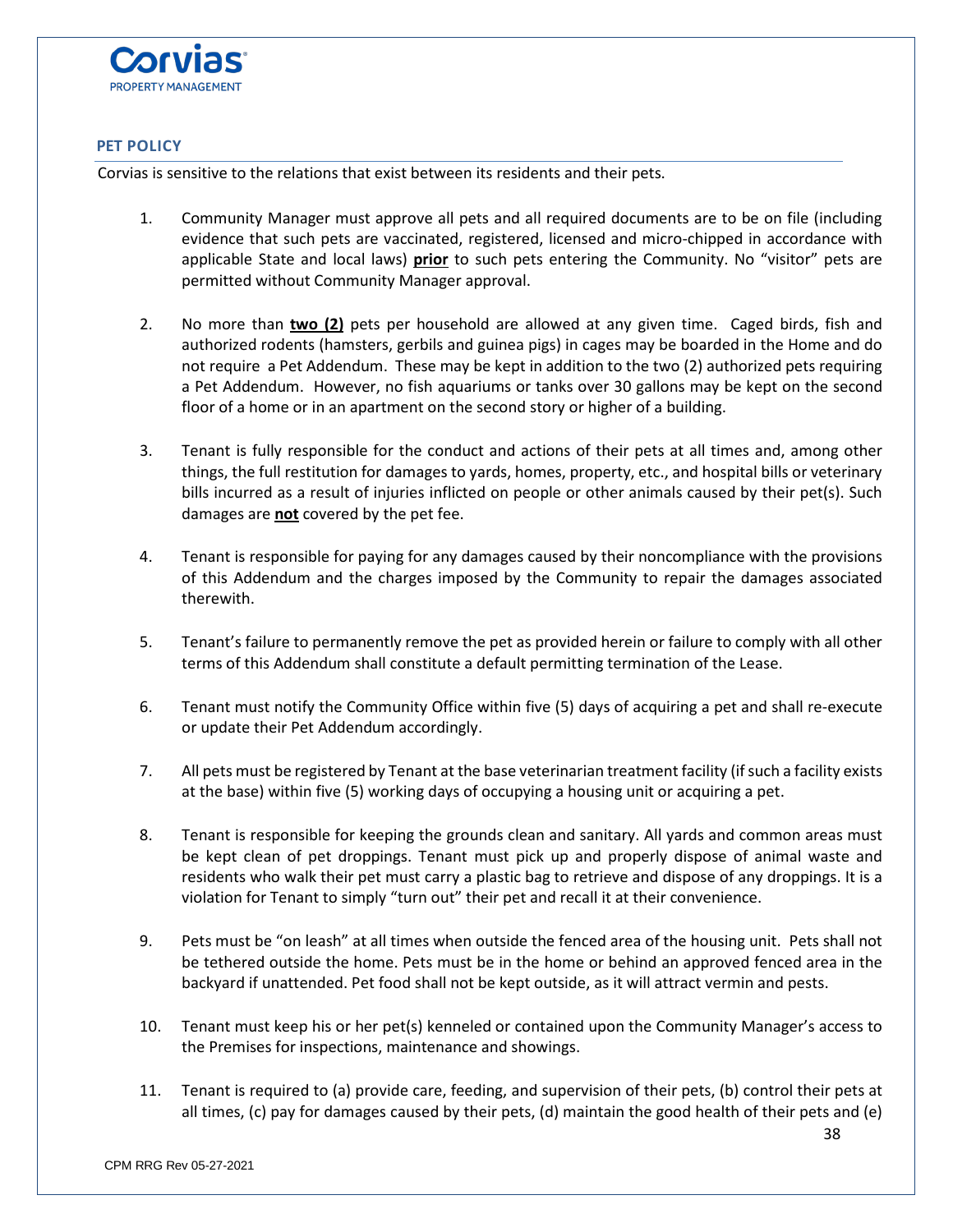Corvias PROPERTY MANAGEMENT

## PET POLICY

Corvias is sensitive to the relations that exist between its residents and their pets.

1. Community Manager must approve all pets and all required documents are to be on file (including evidence that such pets are vaccinated, registered, licensed and micro-chipped in accordance with applicable State and local laws) <u>**prior**</u> to such pets entering the Community. No "visitor" pets are permitted without Community Manager approval.

2. No more than <u>**two (2)**</u> pets per household are allowed at any given time. Caged birds, fish and authorized rodents (hamsters, gerbils and guinea pigs) in cages may be boarded in the Home and do not require a Pet Addendum. These may be kept in addition to the two (2) authorized pets requiring a Pet Addendum. However, no fish aquariums or tanks over 30 gallons may be kept on the second floor of a home or in an apartment on the second story or higher of a building.

3. Tenant is fully responsible for the conduct and actions of their pets at all times and, among other things, the full restitution for damages to yards, homes, property, etc., and hospital bills or veterinary bills incurred as a result of injuries inflicted on people or other animals caused by their pet(s). Such damages are <u>**not**</u> covered by the pet fee.

4. Tenant is responsible for paying for any damages caused by their noncompliance with the provisions of this Addendum and the charges imposed by the Community to repair the damages associated therewith.

5. Tenant's failure to permanently remove the pet as provided herein or failure to comply with all other terms of this Addendum shall constitute a default permitting termination of the Lease.

6. Tenant must notify the Community Office within five (5) days of acquiring a pet and shall re-execute or update their Pet Addendum accordingly.

7. All pets must be registered by Tenant at the base veterinarian treatment facility (if such a facility exists at the base) within five (5) working days of occupying a housing unit or acquiring a pet.

8. Tenant is responsible for keeping the grounds clean and sanitary. All yards and common areas must be kept clean of pet droppings. Tenant must pick up and properly dispose of animal waste and residents who walk their pet must carry a plastic bag to retrieve and dispose of any droppings. It is a violation for Tenant to simply "turn out" their pet and recall it at their convenience.

9. Pets must be "on leash" at all times when outside the fenced area of the housing unit. Pets shall not be tethered outside the home. Pets must be in the home or behind an approved fenced area in the backyard if unattended. Pet food shall not be kept outside, as it will attract vermin and pests.

10. Tenant must keep his or her pet(s) kenneled or contained upon the Community Manager's access to the Premises for inspections, maintenance and showings.

11. Tenant is required to (a) provide care, feeding, and supervision of their pets, (b) control their pets at all times, (c) pay for damages caused by their pets, (d) maintain the good health of their pets and (e)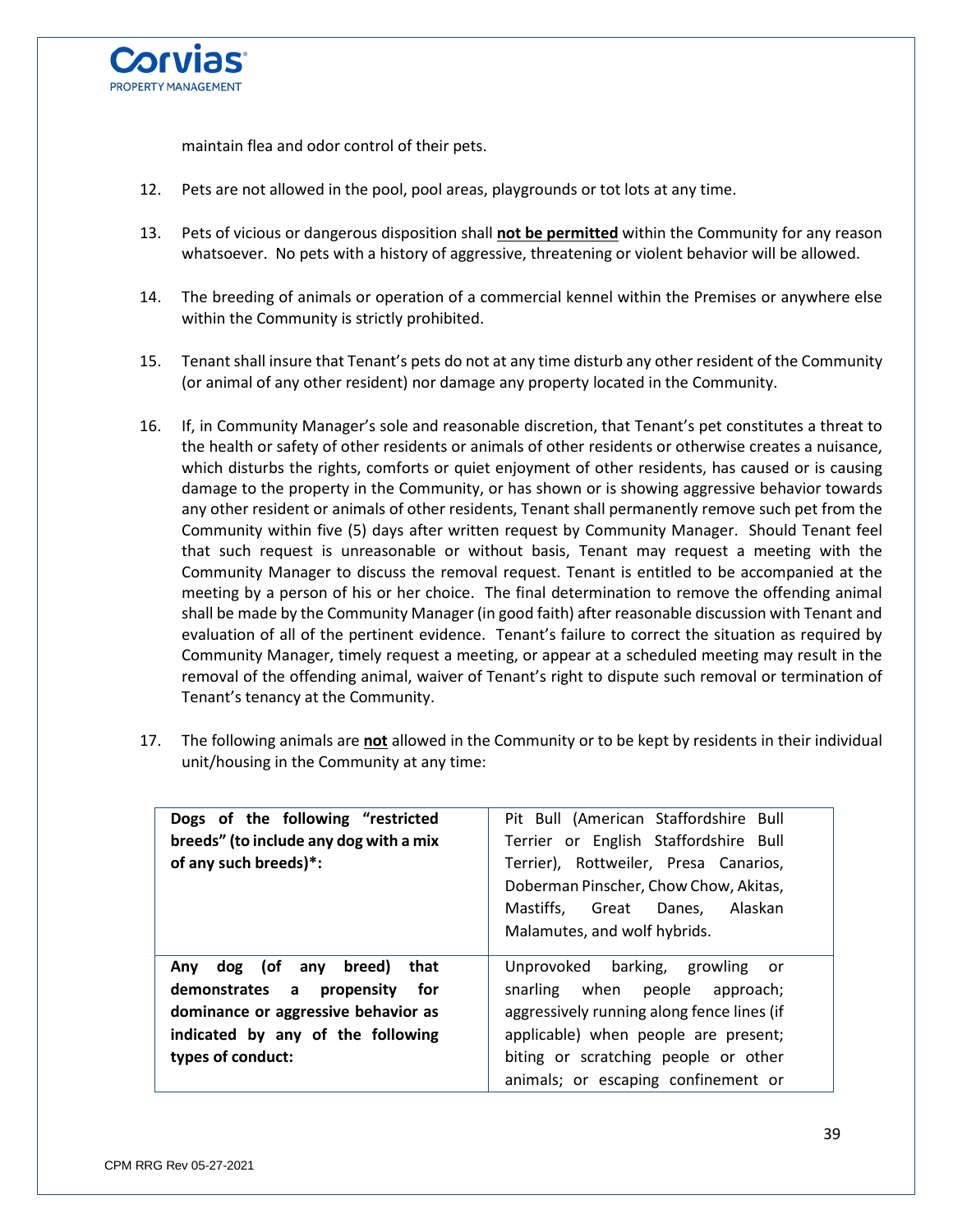maintain flea and odor control of their pets.

12. Pets are not allowed in the pool, pool areas, playgrounds or tot lots at any time.

13. Pets of vicious or dangerous disposition shall **not be permitted** within the Community for any reason whatsoever. No pets with a history of aggressive, threatening or violent behavior will be allowed.

14. The breeding of animals or operation of a commercial kennel within the Premises or anywhere else within the Community is strictly prohibited.

15. Tenant shall insure that Tenant's pets do not at any time disturb any other resident of the Community (or animal of any other resident) nor damage any property located in the Community.

16. If, in Community Manager's sole and reasonable discretion, that Tenant's pet constitutes a threat to the health or safety of other residents or animals of other residents or otherwise creates a nuisance, which disturbs the rights, comforts or quiet enjoyment of other residents, has caused or is causing damage to the property in the Community, or has shown or is showing aggressive behavior towards any other resident or animals of other residents, Tenant shall permanently remove such pet from the Community within five (5) days after written request by Community Manager. Should Tenant feel that such request is unreasonable or without basis, Tenant may request a meeting with the Community Manager to discuss the removal request. Tenant is entitled to be accompanied at the meeting by a person of his or her choice. The final determination to remove the offending animal shall be made by the Community Manager (in good faith) after reasonable discussion with Tenant and evaluation of all of the pertinent evidence. Tenant's failure to correct the situation as required by Community Manager, timely request a meeting, or appear at a scheduled meeting may result in the removal of the offending animal, waiver of Tenant's right to dispute such removal or termination of Tenant's tenancy at the Community.

17. The following animals are **not** allowed in the Community or to be kept by residents in their individual unit/housing in the Community at any time:

| | |
|---|---|
| **Dogs of the following "restricted breeds" (to include any dog with a mix of any such breeds)*:** | Pit Bull (American Staffordshire Bull Terrier or English Staffordshire Bull Terrier), Rottweiler, Presa Canarios, Doberman Pinscher, Chow Chow, Akitas, Mastiffs, Great Danes, Alaskan Malamutes, and wolf hybrids. |
| **Any dog (of any breed) that demonstrates a propensity for dominance or aggressive behavior as indicated by any of the following types of conduct:** | Unprovoked barking, growling or snarling when people approach; aggressively running along fence lines (if applicable) when people are present; biting or scratching people or other animals; or escaping confinement or |

CPM RRG Rev 05-27-2021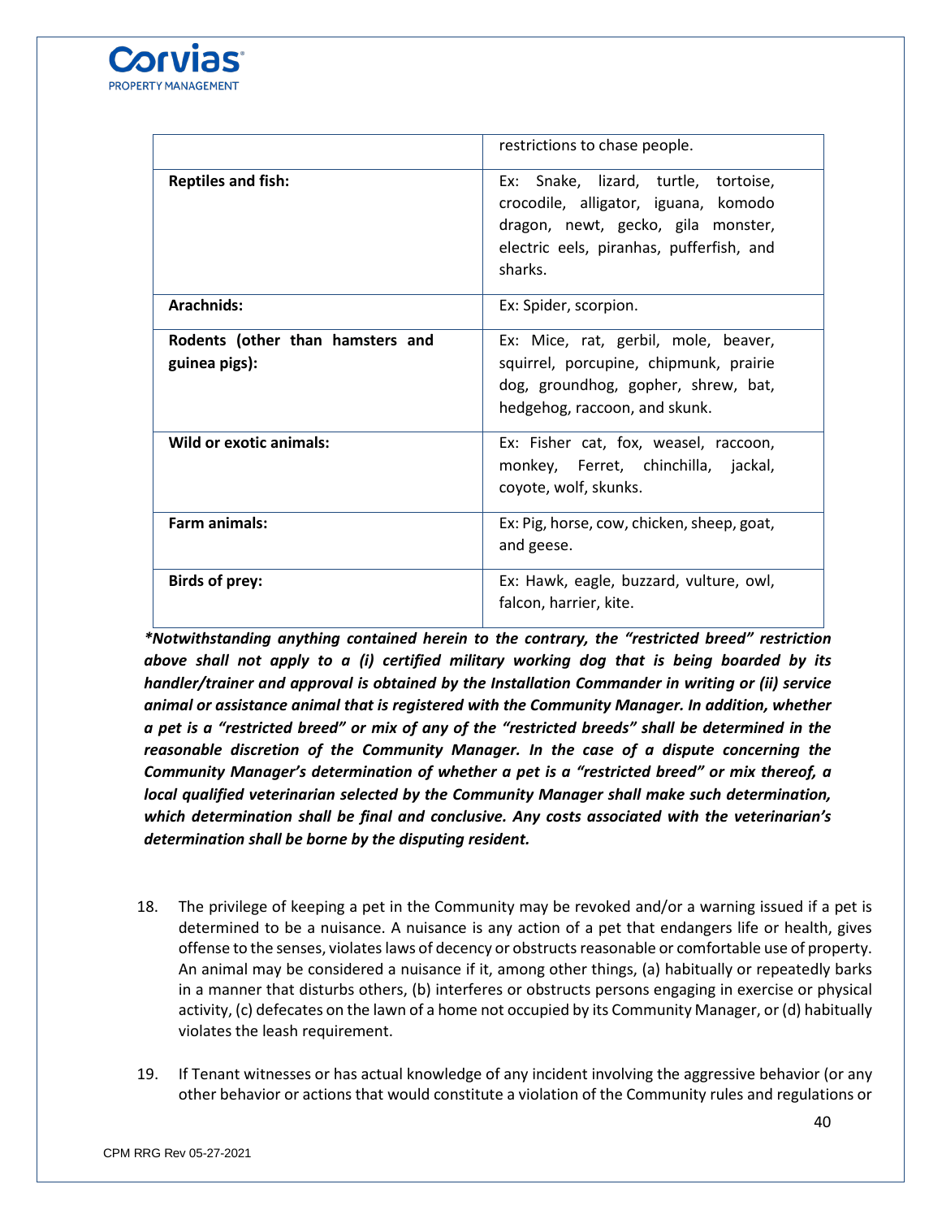| | |
|---|---|
| | restrictions to chase people. |
| **Reptiles and fish:** | Ex: Snake, lizard, turtle, tortoise, crocodile, alligator, iguana, komodo dragon, newt, gecko, gila monster, electric eels, piranhas, pufferfish, and sharks. |
| **Arachnids:** | Ex: Spider, scorpion. |
| **Rodents (other than hamsters and guinea pigs):** | Ex: Mice, rat, gerbil, mole, beaver, squirrel, porcupine, chipmunk, prairie dog, groundhog, gopher, shrew, bat, hedgehog, raccoon, and skunk. |
| **Wild or exotic animals:** | Ex: Fisher cat, fox, weasel, raccoon, monkey, Ferret, chinchilla, jackal, coyote, wolf, skunks. |
| **Farm animals:** | Ex: Pig, horse, cow, chicken, sheep, goat, and geese. |
| **Birds of prey:** | Ex: Hawk, eagle, buzzard, vulture, owl, falcon, harrier, kite. |

***Notwithstanding anything contained herein to the contrary, the "restricted breed" restriction above shall not apply to a (i) certified military working dog that is being boarded by its handler/trainer and approval is obtained by the Installation Commander in writing or (ii) service animal or assistance animal that is registered with the Community Manager. In addition, whether a pet is a "restricted breed" or mix of any of the "restricted breeds" shall be determined in the reasonable discretion of the Community Manager. In the case of a dispute concerning the Community Manager's determination of whether a pet is a "restricted breed" or mix thereof, a local qualified veterinarian selected by the Community Manager shall make such determination, which determination shall be final and conclusive. Any costs associated with the veterinarian's determination shall be borne by the disputing resident.***

18. The privilege of keeping a pet in the Community may be revoked and/or a warning issued if a pet is determined to be a nuisance. A nuisance is any action of a pet that endangers life or health, gives offense to the senses, violates laws of decency or obstructs reasonable or comfortable use of property. An animal may be considered a nuisance if it, among other things, (a) habitually or repeatedly barks in a manner that disturbs others, (b) interferes or obstructs persons engaging in exercise or physical activity, (c) defecates on the lawn of a home not occupied by its Community Manager, or (d) habitually violates the leash requirement.

19. If Tenant witnesses or has actual knowledge of any incident involving the aggressive behavior (or any other behavior or actions that would constitute a violation of the Community rules and regulations or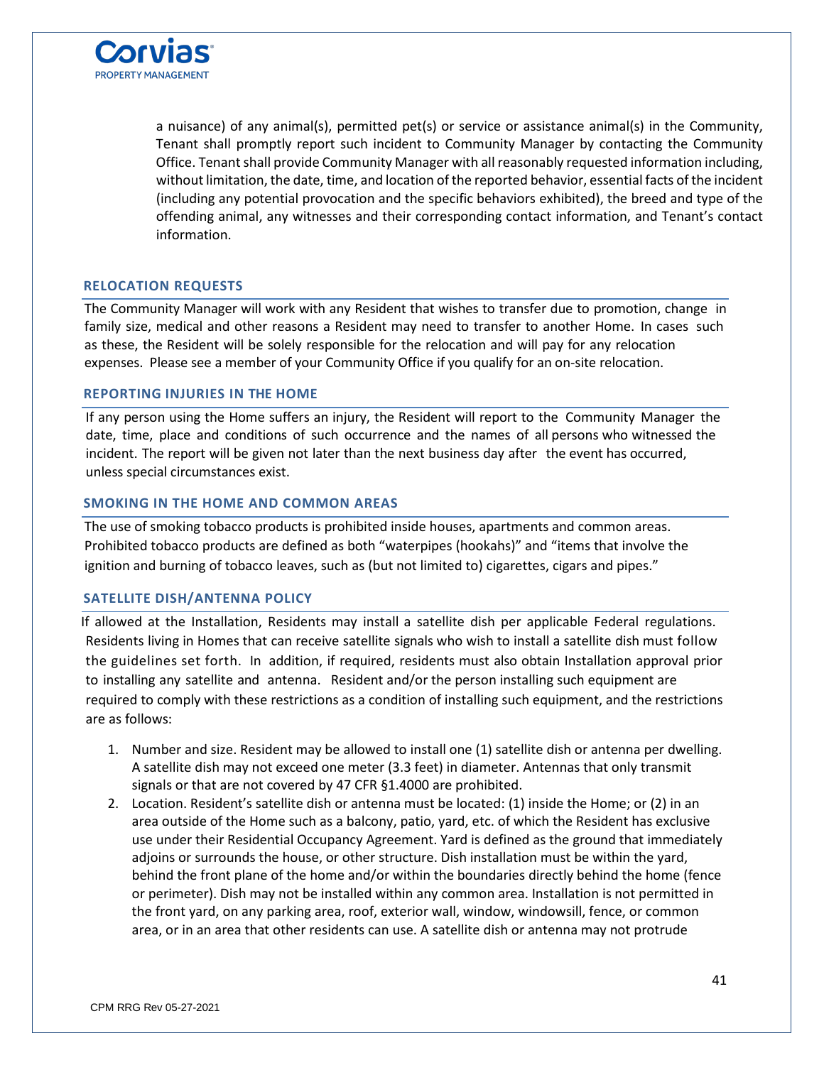a nuisance) of any animal(s), permitted pet(s) or service or assistance animal(s) in the Community, Tenant shall promptly report such incident to Community Manager by contacting the Community Office. Tenant shall provide Community Manager with all reasonably requested information including, without limitation, the date, time, and location of the reported behavior, essential facts of the incident (including any potential provocation and the specific behaviors exhibited), the breed and type of the offending animal, any witnesses and their corresponding contact information, and Tenant's contact information.

## RELOCATION REQUESTS

The Community Manager will work with any Resident that wishes to transfer due to promotion, change in family size, medical and other reasons a Resident may need to transfer to another Home. In cases such as these, the Resident will be solely responsible for the relocation and will pay for any relocation expenses. Please see a member of your Community Office if you qualify for an on-site relocation.

## REPORTING INJURIES IN THE HOME

If any person using the Home suffers an injury, the Resident will report to the Community Manager the date, time, place and conditions of such occurrence and the names of all persons who witnessed the incident. The report will be given not later than the next business day after the event has occurred, unless special circumstances exist.

## SMOKING IN THE HOME AND COMMON AREAS

The use of smoking tobacco products is prohibited inside houses, apartments and common areas. Prohibited tobacco products are defined as both "waterpipes (hookahs)" and "items that involve the ignition and burning of tobacco leaves, such as (but not limited to) cigarettes, cigars and pipes."

## SATELLITE DISH/ANTENNA POLICY

If allowed at the Installation, Residents may install a satellite dish per applicable Federal regulations. Residents living in Homes that can receive satellite signals who wish to install a satellite dish must follow the guidelines set forth. In addition, if required, residents must also obtain Installation approval prior to installing any satellite and antenna. Resident and/or the person installing such equipment are required to comply with these restrictions as a condition of installing such equipment, and the restrictions are as follows:

1. Number and size. Resident may be allowed to install one (1) satellite dish or antenna per dwelling. A satellite dish may not exceed one meter (3.3 feet) in diameter. Antennas that only transmit signals or that are not covered by 47 CFR §1.4000 are prohibited.
2. Location. Resident's satellite dish or antenna must be located: (1) inside the Home; or (2) in an area outside of the Home such as a balcony, patio, yard, etc. of which the Resident has exclusive use under their Residential Occupancy Agreement. Yard is defined as the ground that immediately adjoins or surrounds the house, or other structure. Dish installation must be within the yard, behind the front plane of the home and/or within the boundaries directly behind the home (fence or perimeter). Dish may not be installed within any common area. Installation is not permitted in the front yard, on any parking area, roof, exterior wall, window, windowsill, fence, or common area, or in an area that other residents can use. A satellite dish or antenna may not protrude